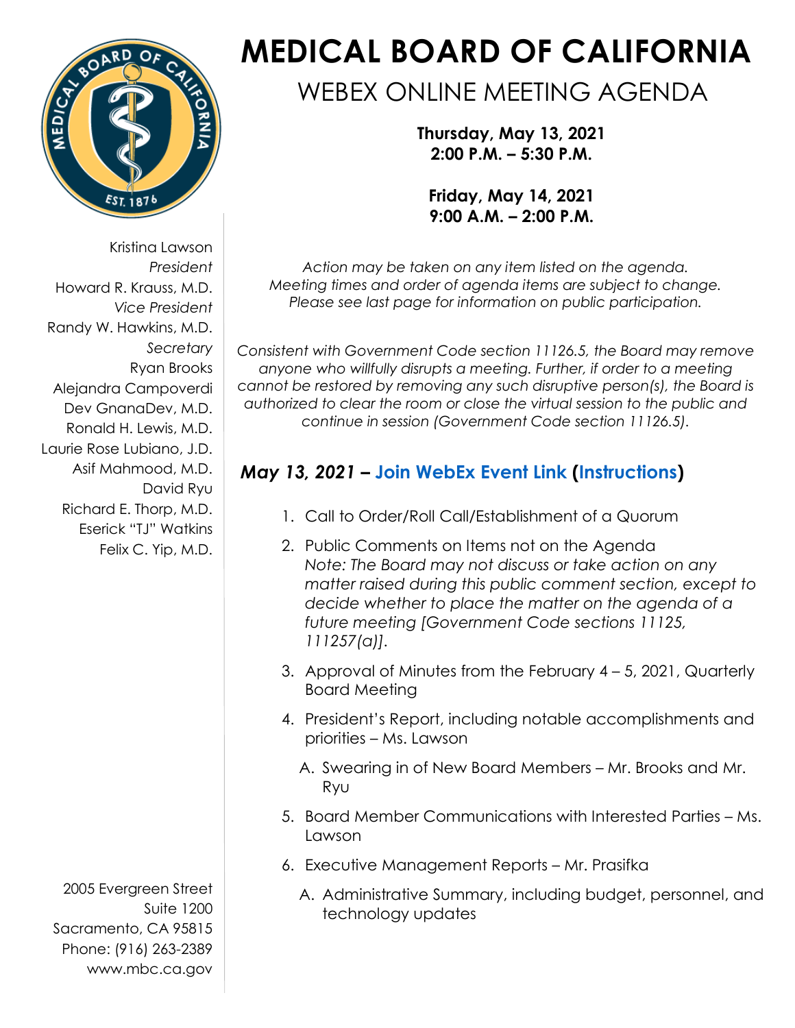# MEDICAL BOARD OF CALIFORNIA

## WEBEX ONLINE MEETING AGENDA

**Thursday, May 13, 2021**
**2:00 P.M. – 5:30 P.M.**

**Friday, May 14, 2021**
**9:00 A.M. – 2:00 P.M.**

Kristina Lawson
*President*
Howard R. Krauss, M.D.
*Vice President*
Randy W. Hawkins, M.D.
*Secretary*
Ryan Brooks
Alejandra Campoverdi
Dev GnanaDev, M.D.
Ronald H. Lewis, M.D.
Laurie Rose Lubiano, J.D.
Asif Mahmood, M.D.
David Ryu
Richard E. Thorp, M.D.
Eserick "TJ" Watkins
Felix C. Yip, M.D.

2005 Evergreen Street
Suite 1200
Sacramento, CA 95815
Phone: (916) 263-2389
www.mbc.ca.gov

*Action may be taken on any item listed on the agenda. Meeting times and order of agenda items are subject to change. Please see last page for information on public participation.*

*Consistent with Government Code section 11126.5, the Board may remove anyone who willfully disrupts a meeting. Further, if order to a meeting cannot be restored by removing any such disruptive person(s), the Board is authorized to clear the room or close the virtual session to the public and continue in session (Government Code section 11126.5).*

### *May 13, 2021* – Join WebEx Event Link (Instructions)

1. Call to Order/Roll Call/Establishment of a Quorum
2. Public Comments on Items not on the Agenda
   *Note: The Board may not discuss or take action on any matter raised during this public comment section, except to decide whether to place the matter on the agenda of a future meeting [Government Code sections 11125, 111257(a)].*
3. Approval of Minutes from the February 4 – 5, 2021, Quarterly Board Meeting
4. President's Report, including notable accomplishments and priorities – Ms. Lawson
   A. Swearing in of New Board Members – Mr. Brooks and Mr. Ryu
5. Board Member Communications with Interested Parties – Ms. Lawson
6. Executive Management Reports – Mr. Prasifka
   A. Administrative Summary, including budget, personnel, and technology updates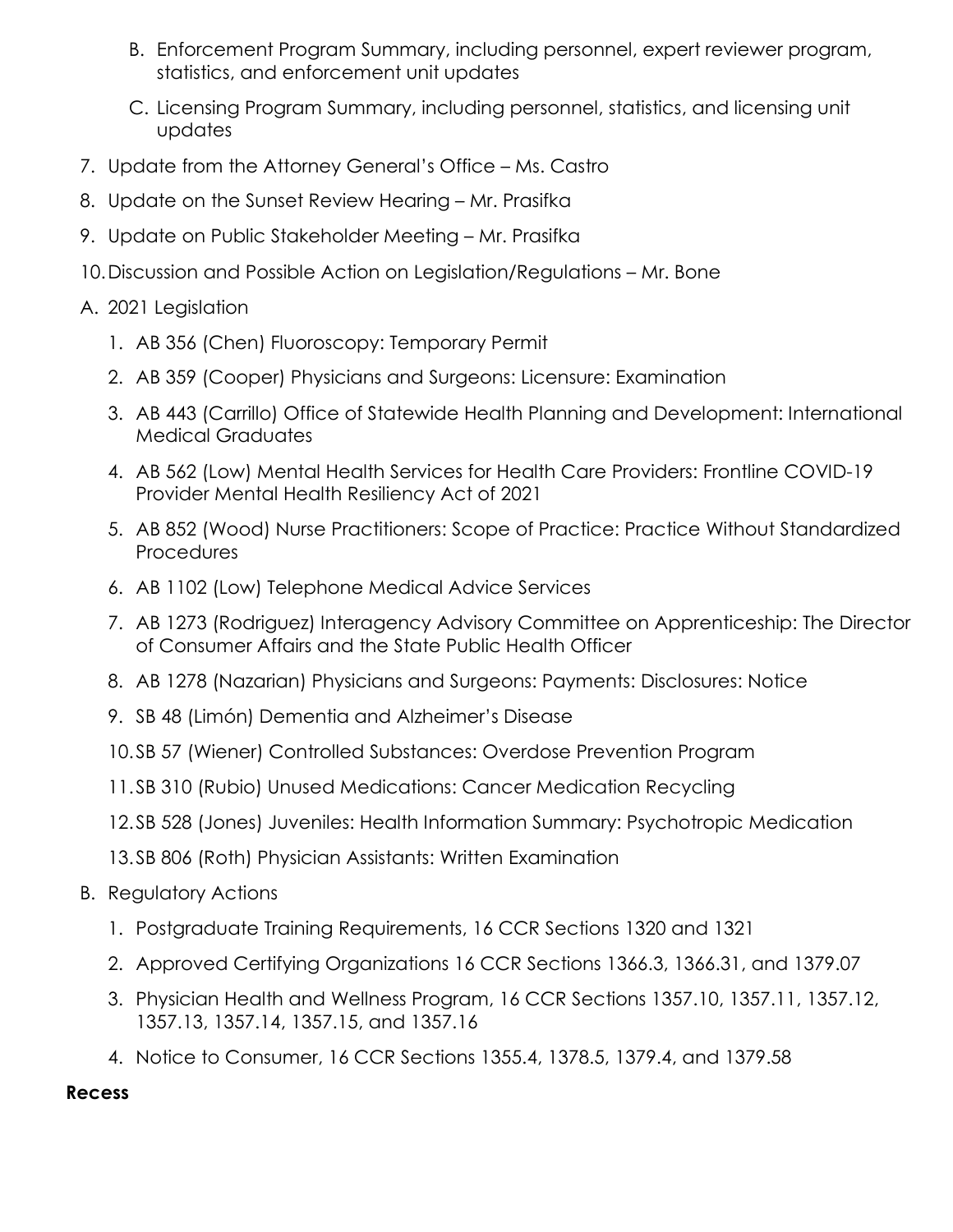B. Enforcement Program Summary, including personnel, expert reviewer program, statistics, and enforcement unit updates

C. Licensing Program Summary, including personnel, statistics, and licensing unit updates

7. Update from the Attorney General's Office – Ms. Castro
8. Update on the Sunset Review Hearing – Mr. Prasifka
9. Update on Public Stakeholder Meeting – Mr. Prasifka
10. Discussion and Possible Action on Legislation/Regulations – Mr. Bone

A. 2021 Legislation

1. AB 356 (Chen) Fluoroscopy: Temporary Permit
2. AB 359 (Cooper) Physicians and Surgeons: Licensure: Examination
3. AB 443 (Carrillo) Office of Statewide Health Planning and Development: International Medical Graduates
4. AB 562 (Low) Mental Health Services for Health Care Providers: Frontline COVID-19 Provider Mental Health Resiliency Act of 2021
5. AB 852 (Wood) Nurse Practitioners: Scope of Practice: Practice Without Standardized Procedures
6. AB 1102 (Low) Telephone Medical Advice Services
7. AB 1273 (Rodriguez) Interagency Advisory Committee on Apprenticeship: The Director of Consumer Affairs and the State Public Health Officer
8. AB 1278 (Nazarian) Physicians and Surgeons: Payments: Disclosures: Notice
9. SB 48 (Limón) Dementia and Alzheimer's Disease
10. SB 57 (Wiener) Controlled Substances: Overdose Prevention Program
11. SB 310 (Rubio) Unused Medications: Cancer Medication Recycling
12. SB 528 (Jones) Juveniles: Health Information Summary: Psychotropic Medication
13. SB 806 (Roth) Physician Assistants: Written Examination

B. Regulatory Actions

1. Postgraduate Training Requirements, 16 CCR Sections 1320 and 1321
2. Approved Certifying Organizations 16 CCR Sections 1366.3, 1366.31, and 1379.07
3. Physician Health and Wellness Program, 16 CCR Sections 1357.10, 1357.11, 1357.12, 1357.13, 1357.14, 1357.15, and 1357.16
4. Notice to Consumer, 16 CCR Sections 1355.4, 1378.5, 1379.4, and 1379.58

**Recess**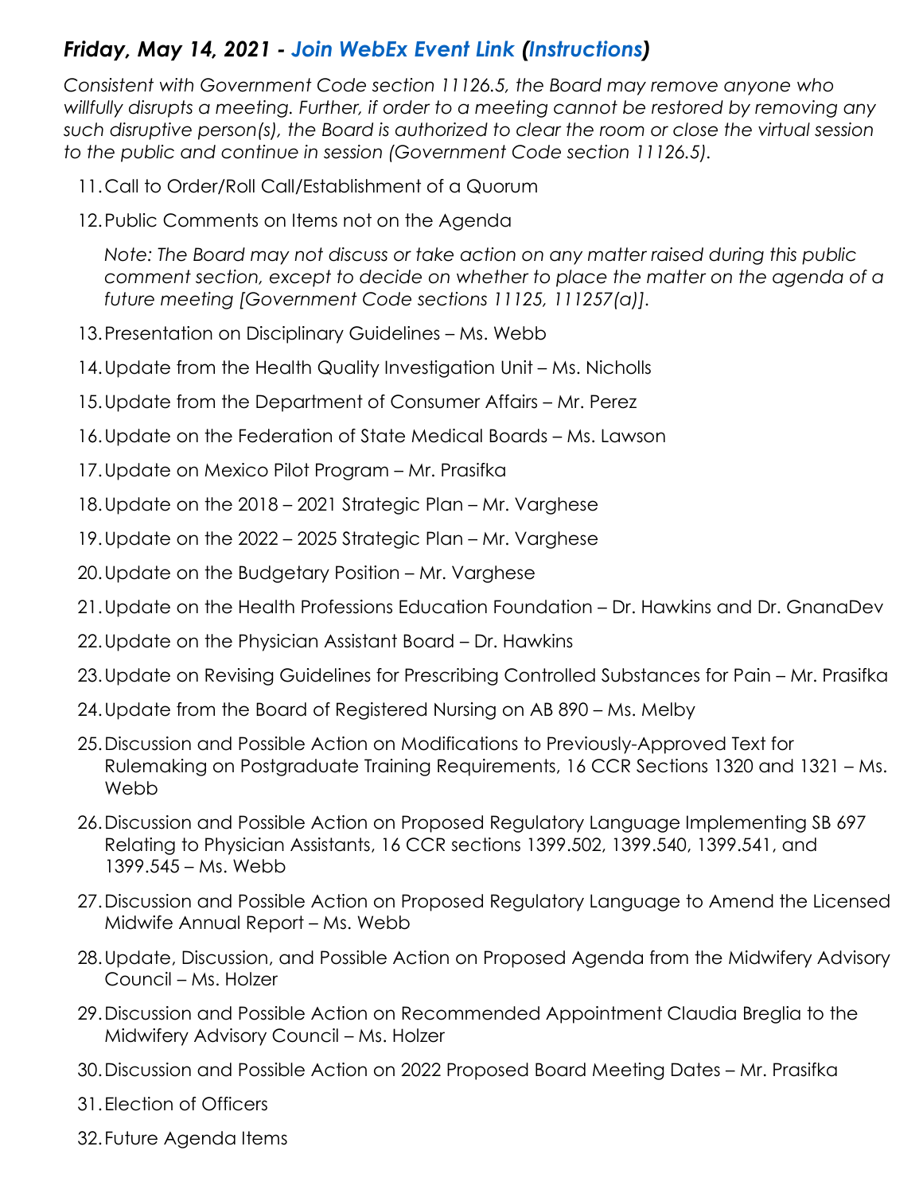## *Friday, May 14, 2021 - Join WebEx Event Link (Instructions)*

*Consistent with Government Code section 11126.5, the Board may remove anyone who willfully disrupts a meeting. Further, if order to a meeting cannot be restored by removing any such disruptive person(s), the Board is authorized to clear the room or close the virtual session to the public and continue in session (Government Code section 11126.5).*

11. Call to Order/Roll Call/Establishment of a Quorum
12. Public Comments on Items not on the Agenda

    *Note: The Board may not discuss or take action on any matter raised during this public comment section, except to decide on whether to place the matter on the agenda of a future meeting [Government Code sections 11125, 111257(a)].*

13. Presentation on Disciplinary Guidelines – Ms. Webb
14. Update from the Health Quality Investigation Unit – Ms. Nicholls
15. Update from the Department of Consumer Affairs – Mr. Perez
16. Update on the Federation of State Medical Boards – Ms. Lawson
17. Update on Mexico Pilot Program – Mr. Prasifka
18. Update on the 2018 – 2021 Strategic Plan – Mr. Varghese
19. Update on the 2022 – 2025 Strategic Plan – Mr. Varghese
20. Update on the Budgetary Position – Mr. Varghese
21. Update on the Health Professions Education Foundation – Dr. Hawkins and Dr. GnanaDev
22. Update on the Physician Assistant Board – Dr. Hawkins
23. Update on Revising Guidelines for Prescribing Controlled Substances for Pain – Mr. Prasifka
24. Update from the Board of Registered Nursing on AB 890 – Ms. Melby
25. Discussion and Possible Action on Modifications to Previously-Approved Text for Rulemaking on Postgraduate Training Requirements, 16 CCR Sections 1320 and 1321 – Ms. Webb
26. Discussion and Possible Action on Proposed Regulatory Language Implementing SB 697 Relating to Physician Assistants, 16 CCR sections 1399.502, 1399.540, 1399.541, and 1399.545 – Ms. Webb
27. Discussion and Possible Action on Proposed Regulatory Language to Amend the Licensed Midwife Annual Report – Ms. Webb
28. Update, Discussion, and Possible Action on Proposed Agenda from the Midwifery Advisory Council – Ms. Holzer
29. Discussion and Possible Action on Recommended Appointment Claudia Breglia to the Midwifery Advisory Council – Ms. Holzer
30. Discussion and Possible Action on 2022 Proposed Board Meeting Dates – Mr. Prasifka
31. Election of Officers
32. Future Agenda Items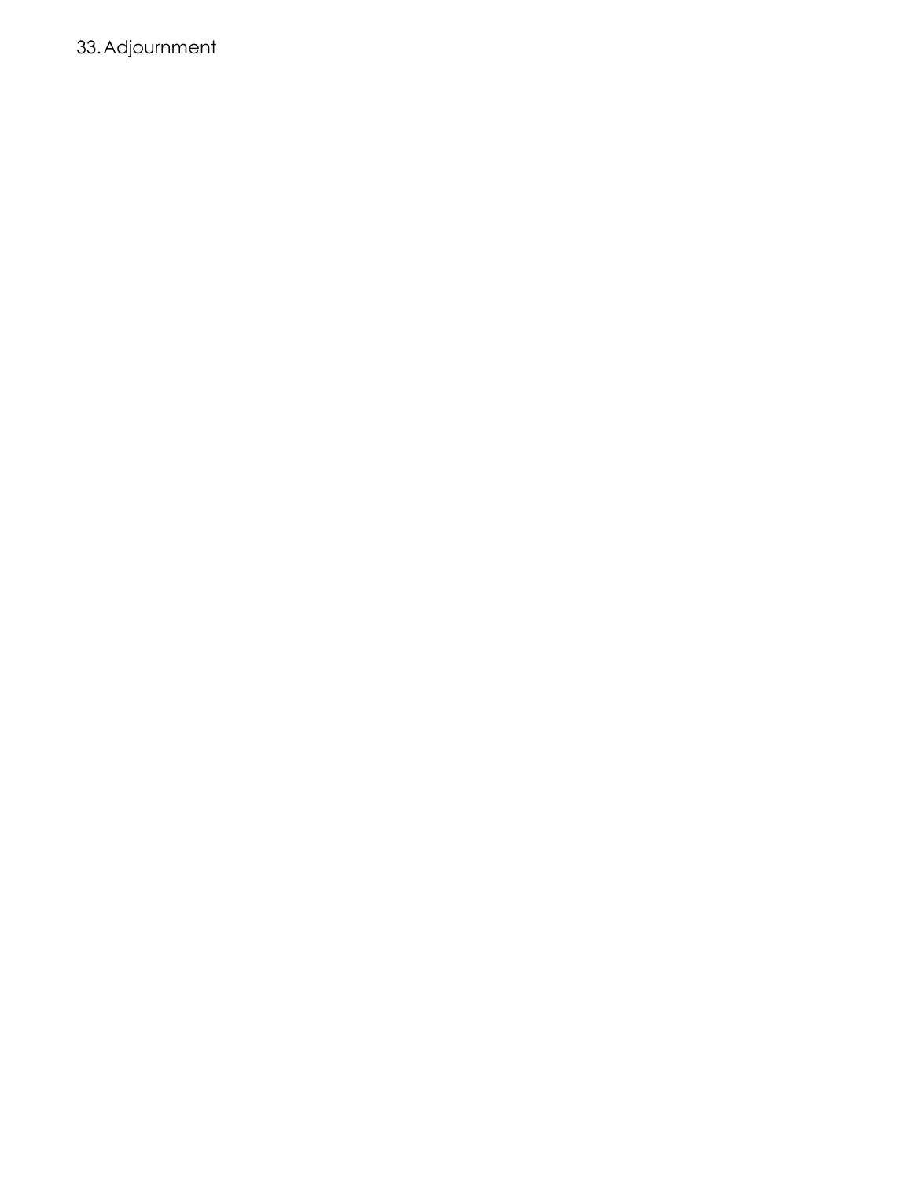33. Adjournment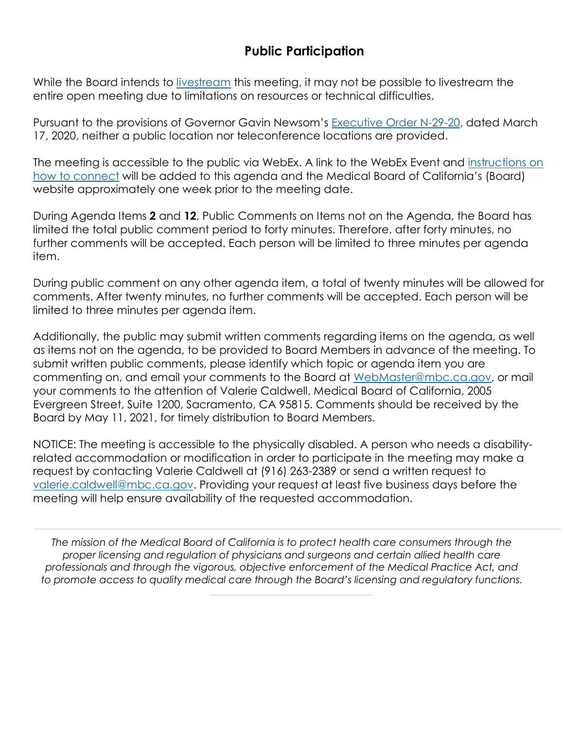## Public Participation

While the Board intends to livestream this meeting, it may not be possible to livestream the entire open meeting due to limitations on resources or technical difficulties.

Pursuant to the provisions of Governor Gavin Newsom's Executive Order N-29-20, dated March 17, 2020, neither a public location nor teleconference locations are provided.

The meeting is accessible to the public via WebEx. A link to the WebEx Event and instructions on how to connect will be added to this agenda and the Medical Board of California's (Board) website approximately one week prior to the meeting date.

During Agenda Items **2** and **12**, Public Comments on Items not on the Agenda, the Board has limited the total public comment period to forty minutes. Therefore, after forty minutes, no further comments will be accepted. Each person will be limited to three minutes per agenda item.

During public comment on any other agenda item, a total of twenty minutes will be allowed for comments. After twenty minutes, no further comments will be accepted. Each person will be limited to three minutes per agenda item.

Additionally, the public may submit written comments regarding items on the agenda, as well as items not on the agenda, to be provided to Board Members in advance of the meeting. To submit written public comments, please identify which topic or agenda item you are commenting on, and email your comments to the Board at WebMaster@mbc.ca.gov, or mail your comments to the attention of Valerie Caldwell, Medical Board of California, 2005 Evergreen Street, Suite 1200, Sacramento, CA 95815. Comments should be received by the Board by May 11, 2021, for timely distribution to Board Members.

NOTICE: The meeting is accessible to the physically disabled. A person who needs a disability-related accommodation or modification in order to participate in the meeting may make a request by contacting Valerie Caldwell at (916) 263-2389 or send a written request to valerie.caldwell@mbc.ca.gov. Providing your request at least five business days before the meeting will help ensure availability of the requested accommodation.

---

*The mission of the Medical Board of California is to protect health care consumers through the proper licensing and regulation of physicians and surgeons and certain allied health care professionals and through the vigorous, objective enforcement of the Medical Practice Act, and to promote access to quality medical care through the Board's licensing and regulatory functions.*